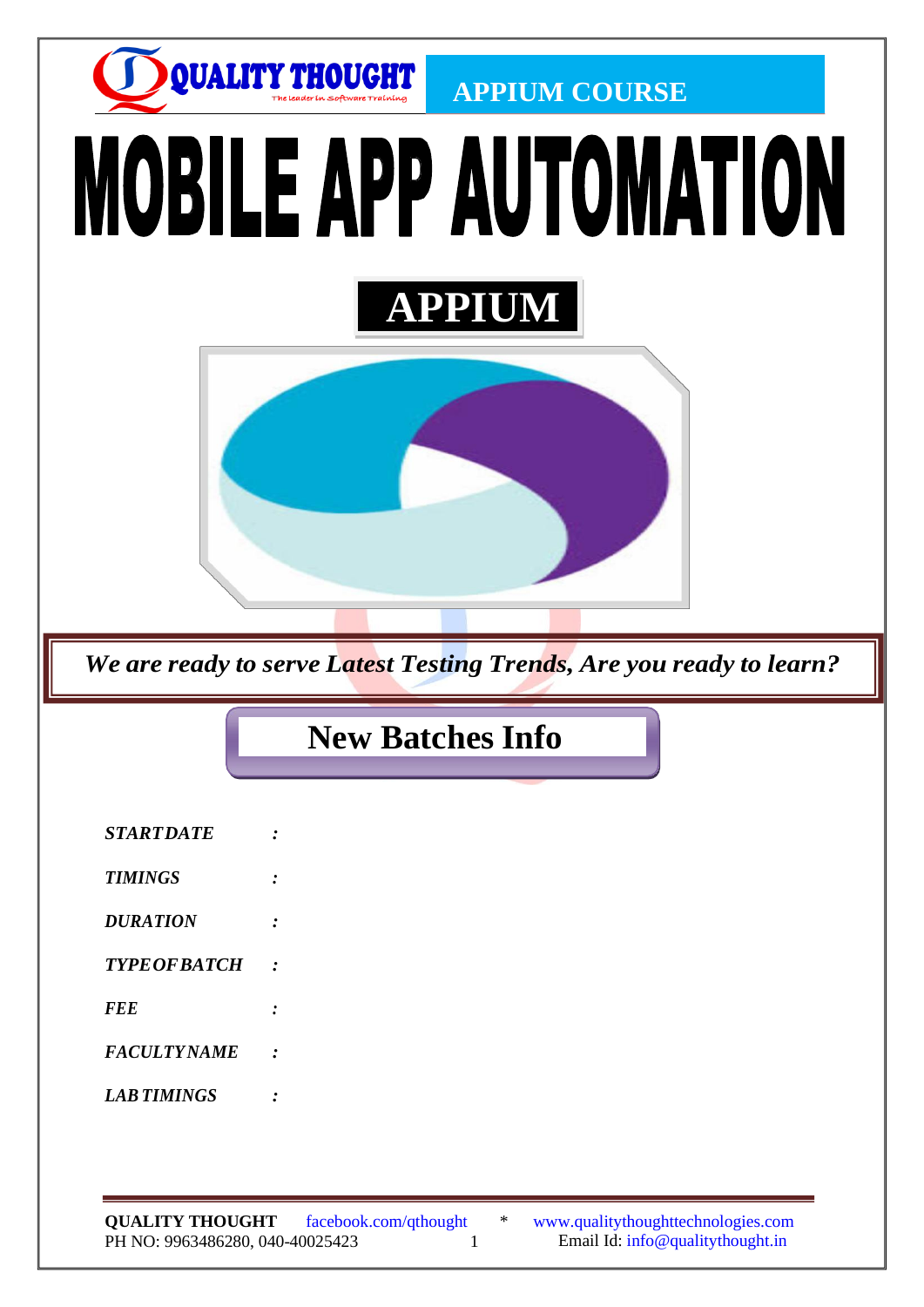QUALITY THOUGHT

The leader in software training

APPIUM COURSE

# MOBILE APP AUTOMATION

## APPIUM

*We are ready to serve Latest Testing Trends, Are you ready to learn?*

## New Batches Info

| | |
|---|---|
| ***START DATE*** | **:** |
| ***TIMINGS*** | **:** |
| ***DURATION*** | **:** |
| ***TYPE OF BATCH*** | **:** |
| ***FEE*** | **:** |
| ***FACULTY NAME*** | **:** |
| ***LAB TIMINGS*** | **:** |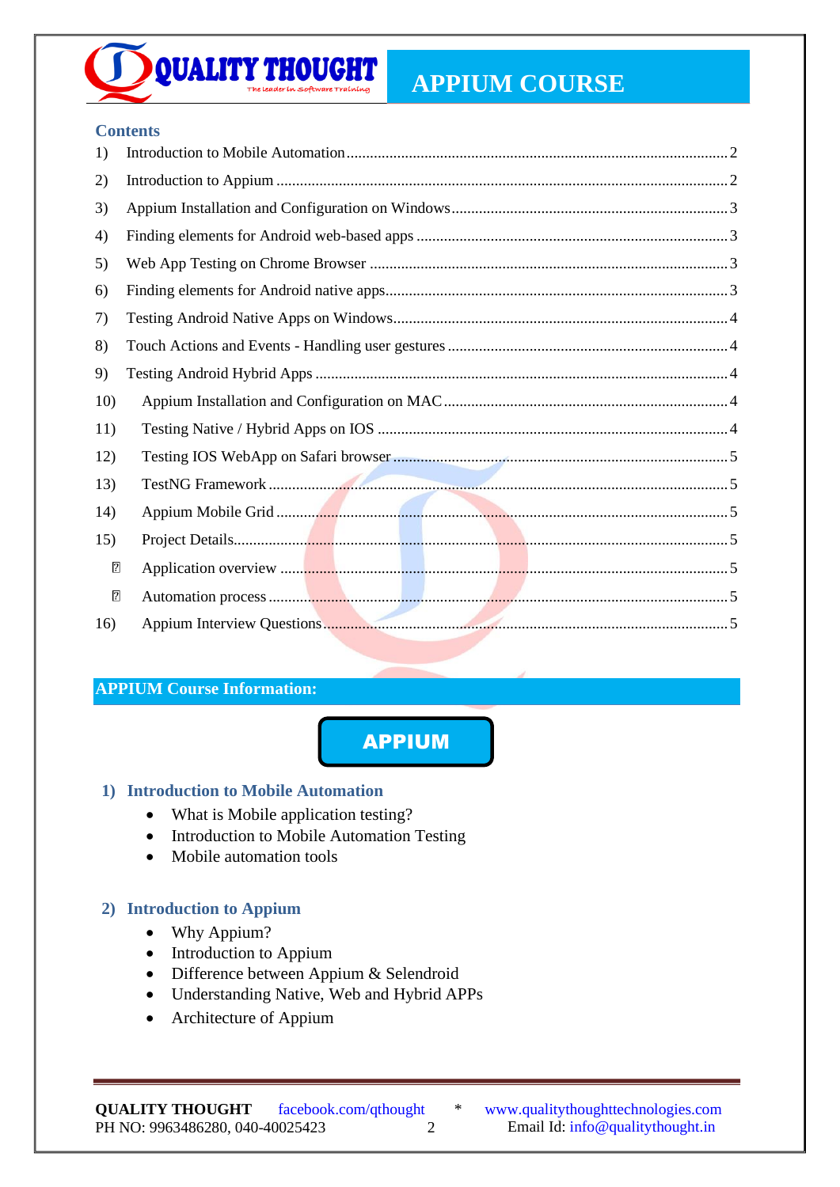## Contents

1) Introduction to Mobile Automation ........................................ 2
2) Introduction to Appium ........................................ 2
3) Appium Installation and Configuration on Windows ........................................ 3
4) Finding elements for Android web-based apps ........................................ 3
5) Web App Testing on Chrome Browser ........................................ 3
6) Finding elements for Android native apps ........................................ 3
7) Testing Android Native Apps on Windows ........................................ 4
8) Touch Actions and Events - Handling user gestures ........................................ 4
9) Testing Android Hybrid Apps ........................................ 4
10) Appium Installation and Configuration on MAC ........................................ 4
11) Testing Native / Hybrid Apps on IOS ........................................ 4
12) Testing IOS WebApp on Safari browser ........................................ 5
13) TestNG Framework ........................................ 5
14) Appium Mobile Grid ........................................ 5
15) Project Details ........................................ 5
    - Application overview ........................................ 5
    - Automation process ........................................ 5
16) Appium Interview Questions ........................................ 5

## APPIUM Course Information:

**APPIUM**

### 1) Introduction to Mobile Automation

- What is Mobile application testing?
- Introduction to Mobile Automation Testing
- Mobile automation tools

### 2) Introduction to Appium

- Why Appium?
- Introduction to Appium
- Difference between Appium & Selendroid
- Understanding Native, Web and Hybrid APPs
- Architecture of Appium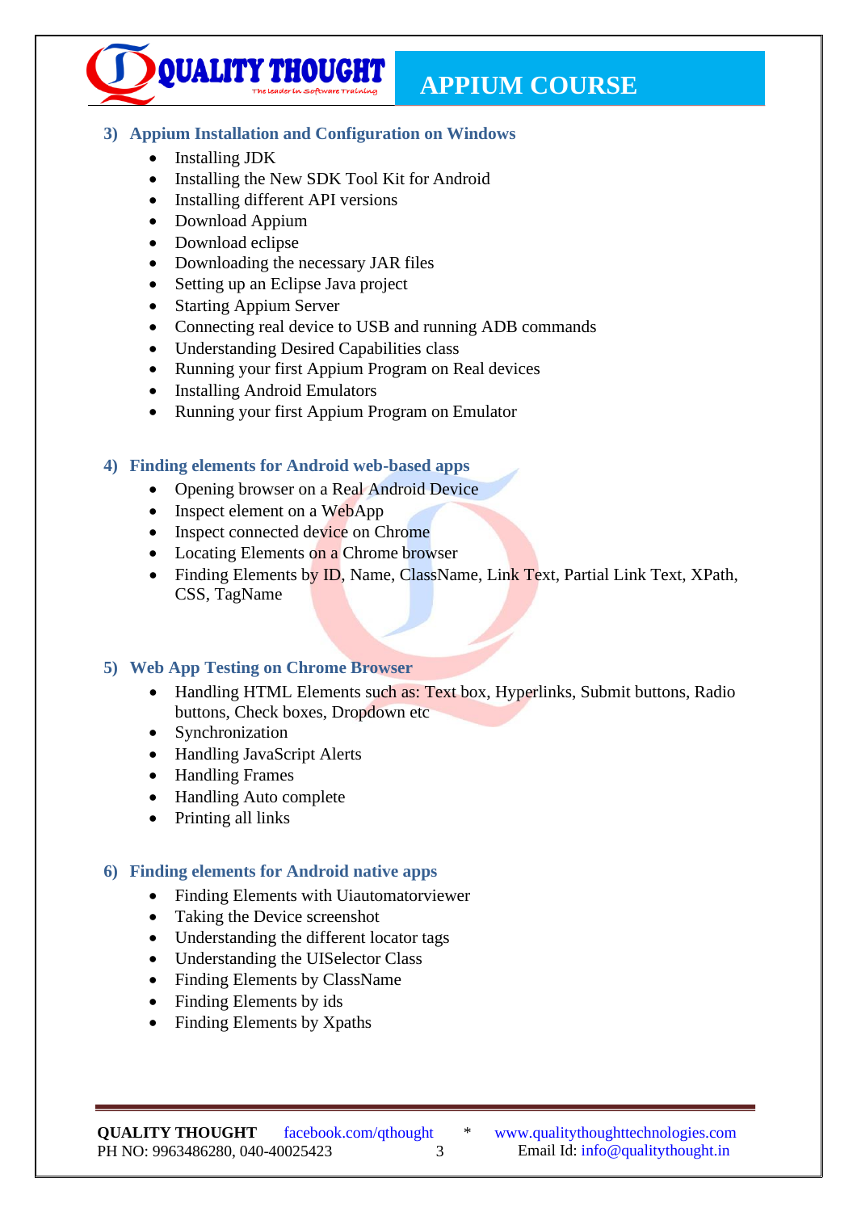## 3) Appium Installation and Configuration on Windows

- Installing JDK
- Installing the New SDK Tool Kit for Android
- Installing different API versions
- Download Appium
- Download eclipse
- Downloading the necessary JAR files
- Setting up an Eclipse Java project
- Starting Appium Server
- Connecting real device to USB and running ADB commands
- Understanding Desired Capabilities class
- Running your first Appium Program on Real devices
- Installing Android Emulators
- Running your first Appium Program on Emulator

## 4) Finding elements for Android web-based apps

- Opening browser on a Real Android Device
- Inspect element on a WebApp
- Inspect connected device on Chrome
- Locating Elements on a Chrome browser
- Finding Elements by ID, Name, ClassName, Link Text, Partial Link Text, XPath, CSS, TagName

## 5) Web App Testing on Chrome Browser

- Handling HTML Elements such as: Text box, Hyperlinks, Submit buttons, Radio buttons, Check boxes, Dropdown etc
- Synchronization
- Handling JavaScript Alerts
- Handling Frames
- Handling Auto complete
- Printing all links

## 6) Finding elements for Android native apps

- Finding Elements with Uiautomatorviewer
- Taking the Device screenshot
- Understanding the different locator tags
- Understanding the UISelector Class
- Finding Elements by ClassName
- Finding Elements by ids
- Finding Elements by Xpaths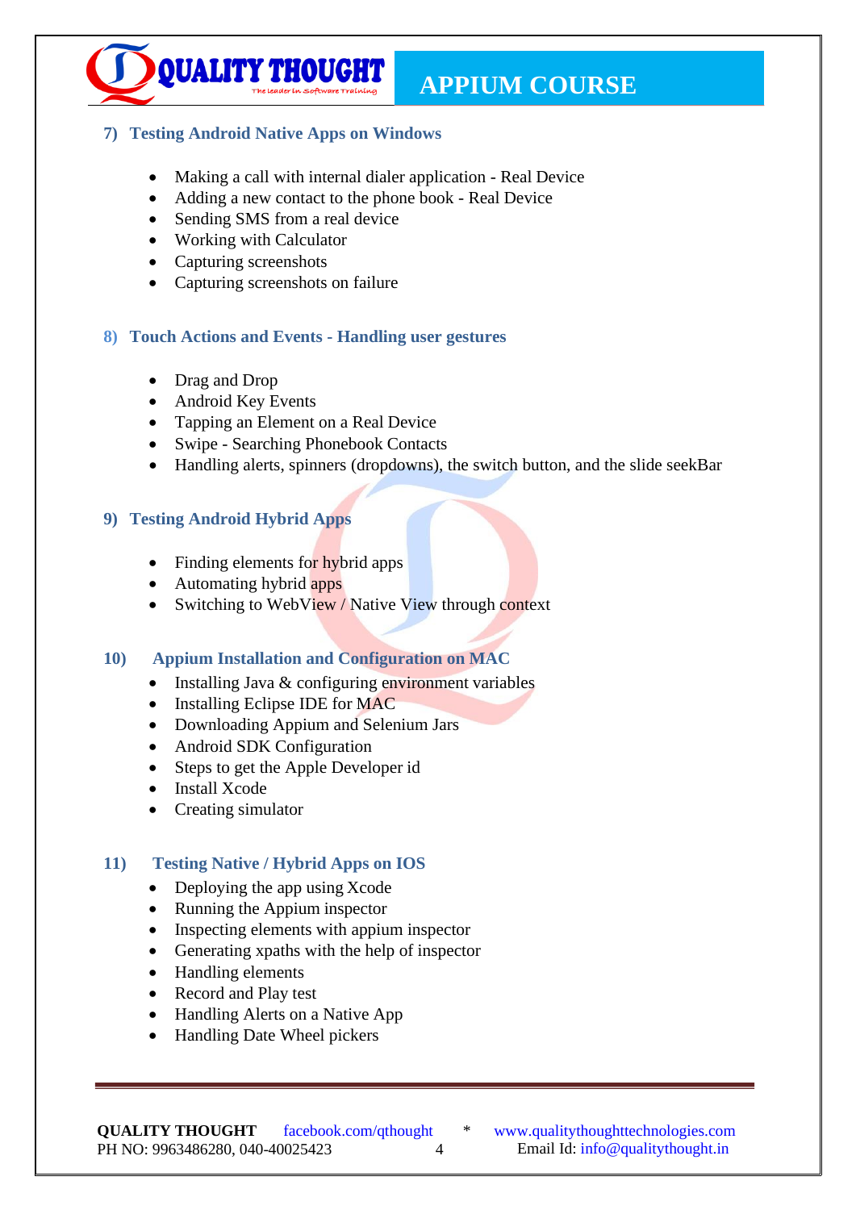## 7) Testing Android Native Apps on Windows

- Making a call with internal dialer application - Real Device
- Adding a new contact to the phone book - Real Device
- Sending SMS from a real device
- Working with Calculator
- Capturing screenshots
- Capturing screenshots on failure

## 8) Touch Actions and Events - Handling user gestures

- Drag and Drop
- Android Key Events
- Tapping an Element on a Real Device
- Swipe - Searching Phonebook Contacts
- Handling alerts, spinners (dropdowns), the switch button, and the slide seekBar

## 9) Testing Android Hybrid Apps

- Finding elements for hybrid apps
- Automating hybrid apps
- Switching to WebView / Native View through context

## 10) Appium Installation and Configuration on MAC

- Installing Java & configuring environment variables
- Installing Eclipse IDE for MAC
- Downloading Appium and Selenium Jars
- Android SDK Configuration
- Steps to get the Apple Developer id
- Install Xcode
- Creating simulator

## 11) Testing Native / Hybrid Apps on IOS

- Deploying the app using Xcode
- Running the Appium inspector
- Inspecting elements with appium inspector
- Generating xpaths with the help of inspector
- Handling elements
- Record and Play test
- Handling Alerts on a Native App
- Handling Date Wheel pickers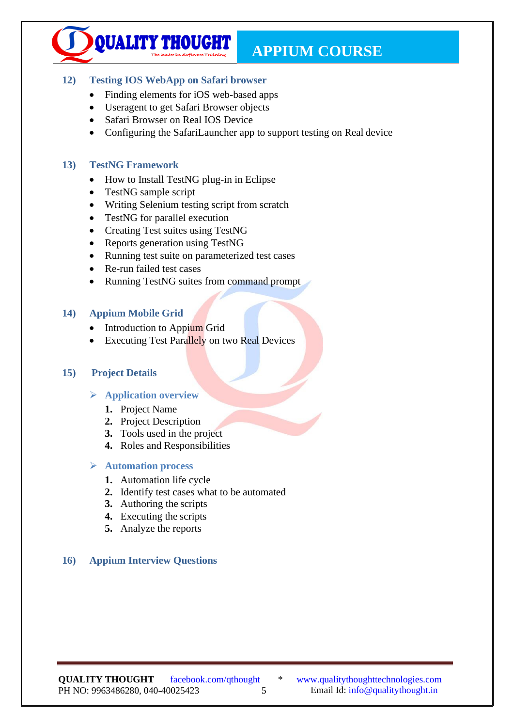## 12) Testing IOS WebApp on Safari browser

- Finding elements for iOS web-based apps
- Useragent to get Safari Browser objects
- Safari Browser on Real IOS Device
- Configuring the SafariLauncher app to support testing on Real device

## 13) TestNG Framework

- How to Install TestNG plug-in in Eclipse
- TestNG sample script
- Writing Selenium testing script from scratch
- TestNG for parallel execution
- Creating Test suites using TestNG
- Reports generation using TestNG
- Running test suite on parameterized test cases
- Re-run failed test cases
- Running TestNG suites from command prompt

## 14) Appium Mobile Grid

- Introduction to Appium Grid
- Executing Test Parallely on two Real Devices

## 15) Project Details

### ➢ Application overview

1. Project Name
2. Project Description
3. Tools used in the project
4. Roles and Responsibilities

### ➢ Automation process

1. Automation life cycle
2. Identify test cases what to be automated
3. Authoring the scripts
4. Executing the scripts
5. Analyze the reports

## 16) Appium Interview Questions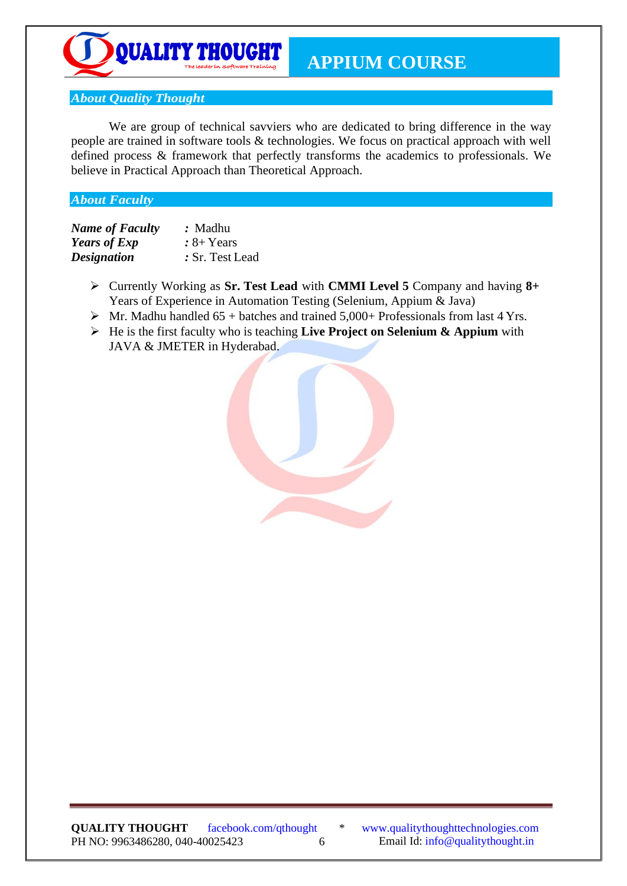## About Quality Thought

We are group of technical savviers who are dedicated to bring difference in the way people are trained in software tools & technologies. We focus on practical approach with well defined process & framework that perfectly transforms the academics to professionals. We believe in Practical Approach than Theoretical Approach.

## About Faculty

***Name of Faculty*** : Madhu
***Years of Exp*** : 8+ Years
***Designation*** : Sr. Test Lead

- Currently Working as **Sr. Test Lead** with **CMMI Level 5** Company and having **8+** Years of Experience in Automation Testing (Selenium, Appium & Java)
- Mr. Madhu handled 65 + batches and trained 5,000+ Professionals from last 4 Yrs.
- He is the first faculty who is teaching **Live Project on Selenium & Appium** with JAVA & JMETER in Hyderabad.